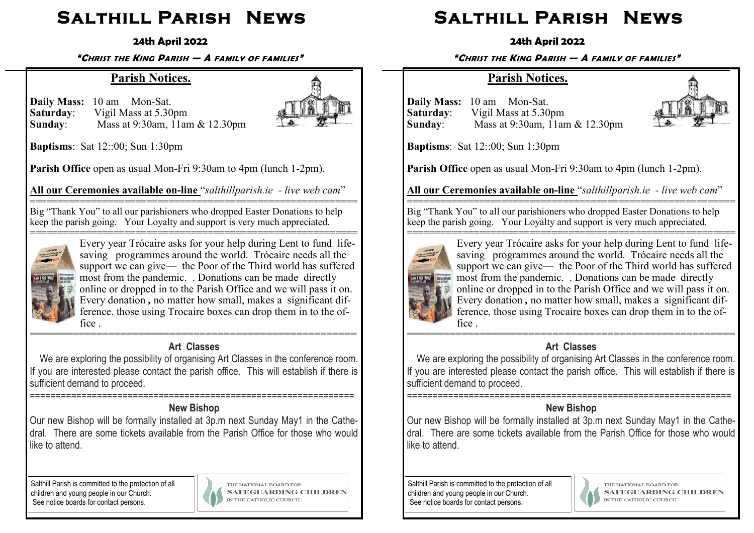# Salthill Parish News

**24th April 2022**

***"Christ the King Parish — A family of families"***

## Parish Notices.

**Daily Mass:** 10 am Mon-Sat.
**Saturday**: Vigil Mass at 5.30pm
**Sunday**: Mass at 9:30am, 11am & 12.30pm

**Baptisms**: Sat 12::00; Sun 1:30pm

**Parish Office** open as usual Mon-Fri 9:30am to 4pm (lunch 1-2pm).

**All our Ceremonies available on-line** "*salthillparish.ie - live web cam*"

---

Big "Thank You" to all our parishioners who dropped Easter Donations to help keep the parish going. Your Loyalty and support is very much appreciated.

---

Every year Trócaire asks for your help during Lent to fund life-saving programmes around the world. Trócaire needs all the support we can give— the Poor of the Third world has suffered most from the pandemic. . Donations can be made directly online or dropped in to the Parish Office and we will pass it on. Every donation **,** no matter how small, makes a significant difference. those using Trocaire boxes can drop them in to the office .

---

### Art Classes

We are exploring the possibility of organising Art Classes in the conference room. If you are interested please contact the parish office. This will establish if there is sufficient demand to proceed.

---

### New Bishop

Our new Bishop will be formally installed at 3p.m next Sunday May1 in the Cathedral. There are some tickets available from the Parish Office for those who would like to attend.

Salthill Parish is committed to the protection of all children and young people in our Church. See notice boards for contact persons.

THE NATIONAL BOARD FOR SAFEGUARDING CHILDREN IN THE CATHOLIC CHURCH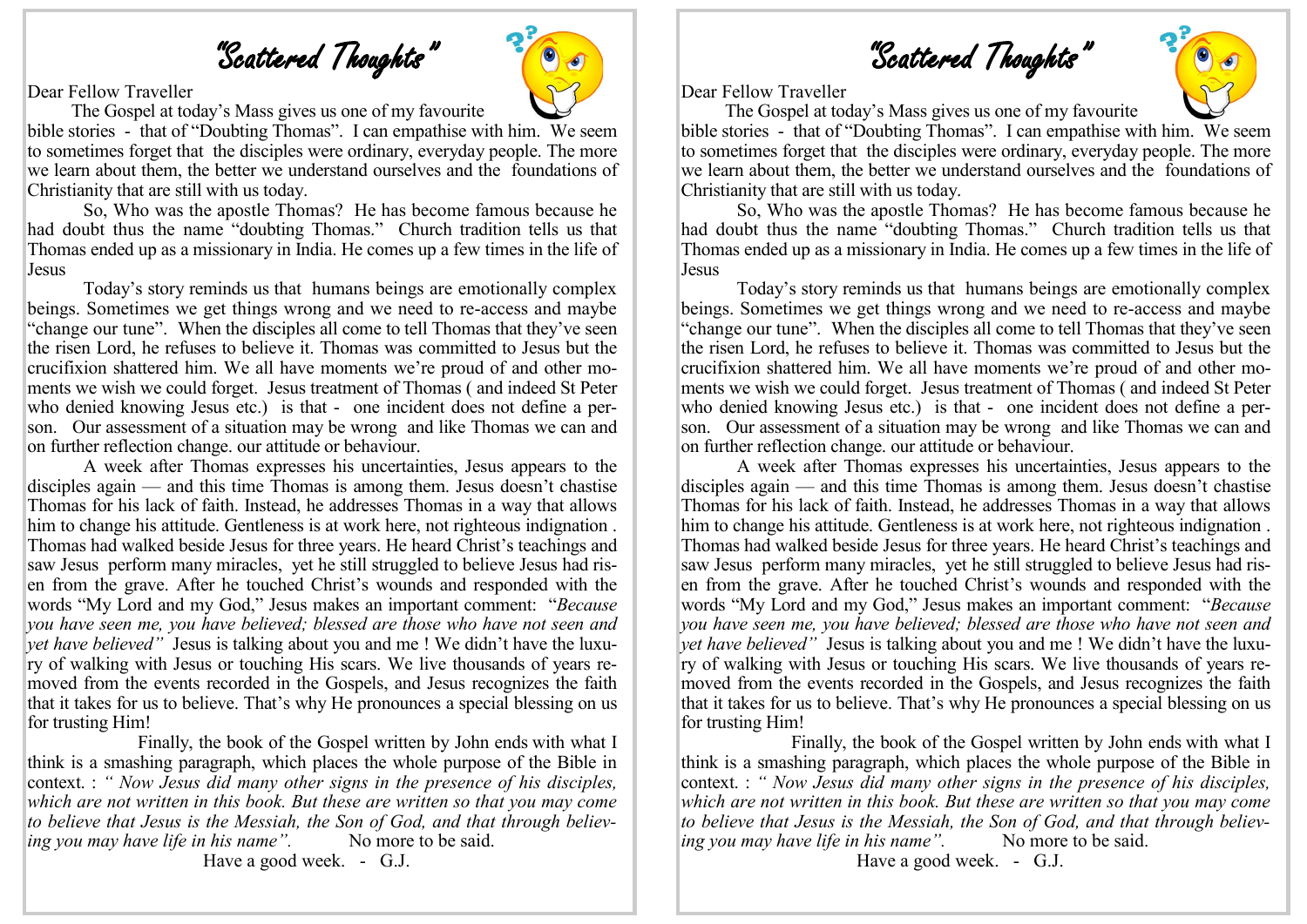# "Scattered Thoughts"

Dear Fellow Traveller

The Gospel at today's Mass gives us one of my favourite bible stories - that of "Doubting Thomas". I can empathise with him. We seem to sometimes forget that the disciples were ordinary, everyday people. The more we learn about them, the better we understand ourselves and the foundations of Christianity that are still with us today.

So, Who was the apostle Thomas? He has become famous because he had doubt thus the name "doubting Thomas." Church tradition tells us that Thomas ended up as a missionary in India. He comes up a few times in the life of Jesus

Today's story reminds us that humans beings are emotionally complex beings. Sometimes we get things wrong and we need to re-access and maybe "change our tune". When the disciples all come to tell Thomas that they've seen the risen Lord, he refuses to believe it. Thomas was committed to Jesus but the crucifixion shattered him. We all have moments we're proud of and other moments we wish we could forget. Jesus treatment of Thomas ( and indeed St Peter who denied knowing Jesus etc.) is that - one incident does not define a person. Our assessment of a situation may be wrong and like Thomas we can and on further reflection change. our attitude or behaviour.

A week after Thomas expresses his uncertainties, Jesus appears to the disciples again — and this time Thomas is among them. Jesus doesn't chastise Thomas for his lack of faith. Instead, he addresses Thomas in a way that allows him to change his attitude. Gentleness is at work here, not righteous indignation . Thomas had walked beside Jesus for three years. He heard Christ's teachings and saw Jesus perform many miracles, yet he still struggled to believe Jesus had risen from the grave. After he touched Christ's wounds and responded with the words "My Lord and my God," Jesus makes an important comment: "*Because you have seen me, you have believed; blessed are those who have not seen and yet have believed"* Jesus is talking about you and me ! We didn't have the luxury of walking with Jesus or touching His scars. We live thousands of years removed from the events recorded in the Gospels, and Jesus recognizes the faith that it takes for us to believe. That's why He pronounces a special blessing on us for trusting Him!

Finally, the book of the Gospel written by John ends with what I think is a smashing paragraph, which places the whole purpose of the Bible in context. : *" Now Jesus did many other signs in the presence of his disciples, which are not written in this book. But these are written so that you may come to believe that Jesus is the Messiah, the Son of God, and that through believing you may have life in his name".* No more to be said.

Have a good week. - G.J.

# "Scattered Thoughts"

Dear Fellow Traveller

The Gospel at today's Mass gives us one of my favourite bible stories - that of "Doubting Thomas". I can empathise with him. We seem to sometimes forget that the disciples were ordinary, everyday people. The more we learn about them, the better we understand ourselves and the foundations of Christianity that are still with us today.

So, Who was the apostle Thomas? He has become famous because he had doubt thus the name "doubting Thomas." Church tradition tells us that Thomas ended up as a missionary in India. He comes up a few times in the life of Jesus

Today's story reminds us that humans beings are emotionally complex beings. Sometimes we get things wrong and we need to re-access and maybe "change our tune". When the disciples all come to tell Thomas that they've seen the risen Lord, he refuses to believe it. Thomas was committed to Jesus but the crucifixion shattered him. We all have moments we're proud of and other moments we wish we could forget. Jesus treatment of Thomas ( and indeed St Peter who denied knowing Jesus etc.) is that - one incident does not define a person. Our assessment of a situation may be wrong and like Thomas we can and on further reflection change. our attitude or behaviour.

A week after Thomas expresses his uncertainties, Jesus appears to the disciples again — and this time Thomas is among them. Jesus doesn't chastise Thomas for his lack of faith. Instead, he addresses Thomas in a way that allows him to change his attitude. Gentleness is at work here, not righteous indignation . Thomas had walked beside Jesus for three years. He heard Christ's teachings and saw Jesus perform many miracles, yet he still struggled to believe Jesus had risen from the grave. After he touched Christ's wounds and responded with the words "My Lord and my God," Jesus makes an important comment: "*Because you have seen me, you have believed; blessed are those who have not seen and yet have believed"* Jesus is talking about you and me ! We didn't have the luxury of walking with Jesus or touching His scars. We live thousands of years removed from the events recorded in the Gospels, and Jesus recognizes the faith that it takes for us to believe. That's why He pronounces a special blessing on us for trusting Him!

Finally, the book of the Gospel written by John ends with what I think is a smashing paragraph, which places the whole purpose of the Bible in context. : *" Now Jesus did many other signs in the presence of his disciples, which are not written in this book. But these are written so that you may come to believe that Jesus is the Messiah, the Son of God, and that through believing you may have life in his name".* No more to be said.

Have a good week. - G.J.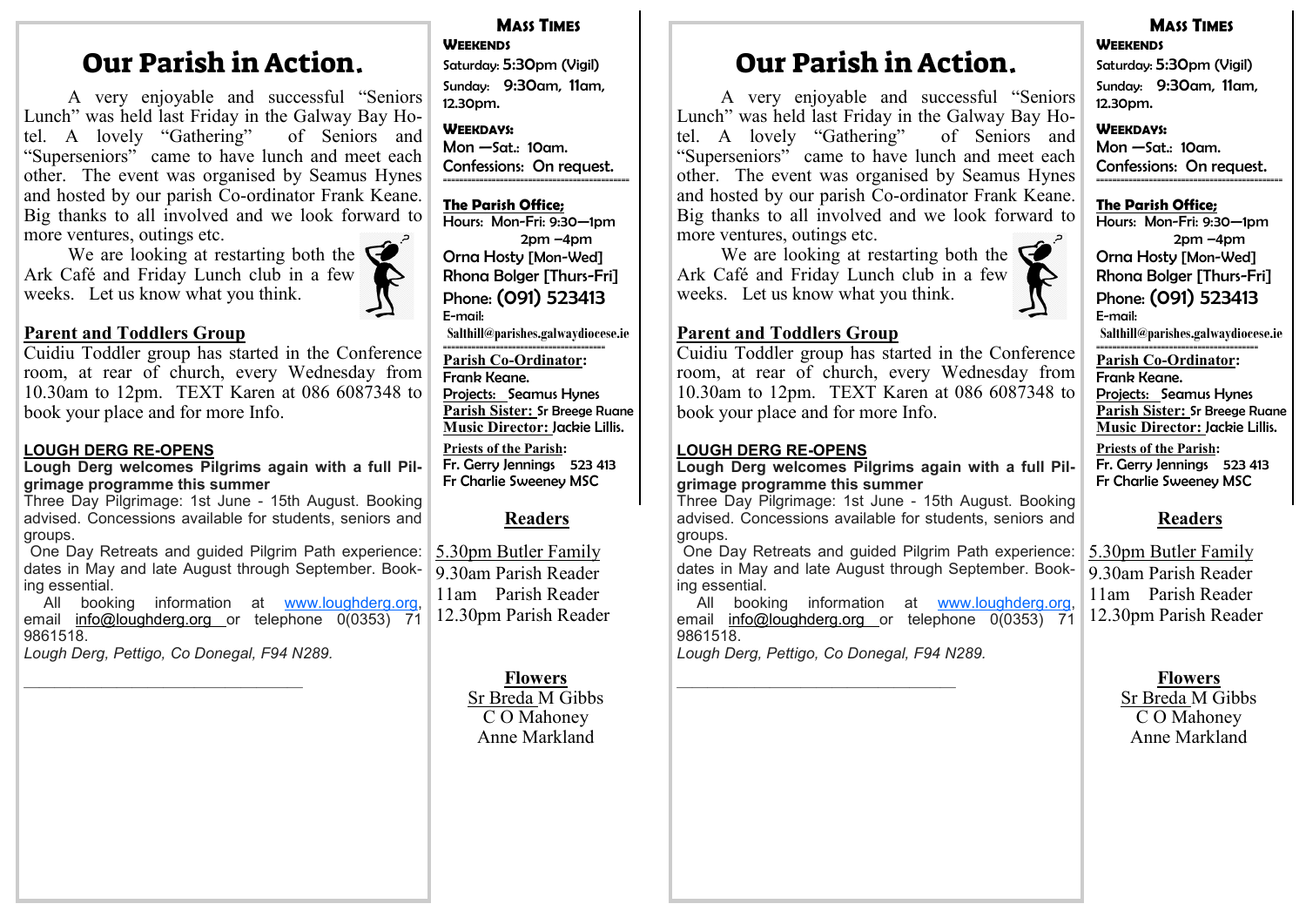# Our Parish in Action.

A very enjoyable and successful "Seniors Lunch" was held last Friday in the Galway Bay Hotel. A lovely "Gathering" of Seniors and "Superseniors" came to have lunch and meet each other. The event was organised by Seamus Hynes and hosted by our parish Co-ordinator Frank Keane. Big thanks to all involved and we look forward to more ventures, outings etc.

We are looking at restarting both the Ark Café and Friday Lunch club in a few weeks. Let us know what you think.

## Parent and Toddlers Group

Cuidiu Toddler group has started in the Conference room, at rear of church, every Wednesday from 10.30am to 12pm. TEXT Karen at 086 6087348 to book your place and for more Info.

## LOUGH DERG RE-OPENS

**Lough Derg welcomes Pilgrims again with a full Pilgrimage programme this summer**

Three Day Pilgrimage: 1st June - 15th August. Booking advised. Concessions available for students, seniors and groups.

One Day Retreats and guided Pilgrim Path experience: dates in May and late August through September. Booking essential.

All booking information at www.loughderg.org, email info@loughderg.org or telephone 0(0353) 71 9861518.

*Lough Derg, Pettigo, Co Donegal, F94 N289.*

---

## Mass Times

**Weekends**

Saturday: 5:30pm (Vigil)

Sunday: 9:30am, 11am, 12.30pm.

**Weekdays:**

Mon —Sat.: 10am.

Confessions: On request.

**The Parish Office;**

Hours: Mon-Fri: 9:30—1pm
2pm –4pm

Orna Hosty [Mon-Wed]

Rhona Bolger [Thurs-Fri]

Phone: (091) 523413

E-mail:
Salthill@parishes.galwaydiocese.ie

**Parish Co-Ordinator:** Frank Keane.

**Projects:** Seamus Hynes

**Parish Sister:** Sr Breege Ruane

**Music Director:** Jackie Lillis.

**Priests of the Parish:**

Fr. Gerry Jennings 523 413

Fr Charlie Sweeney MSC

## Readers

5.30pm Butler Family

9.30am Parish Reader

11am Parish Reader

12.30pm Parish Reader

## Flowers

Sr Breda M Gibbs

C O Mahoney

Anne Markland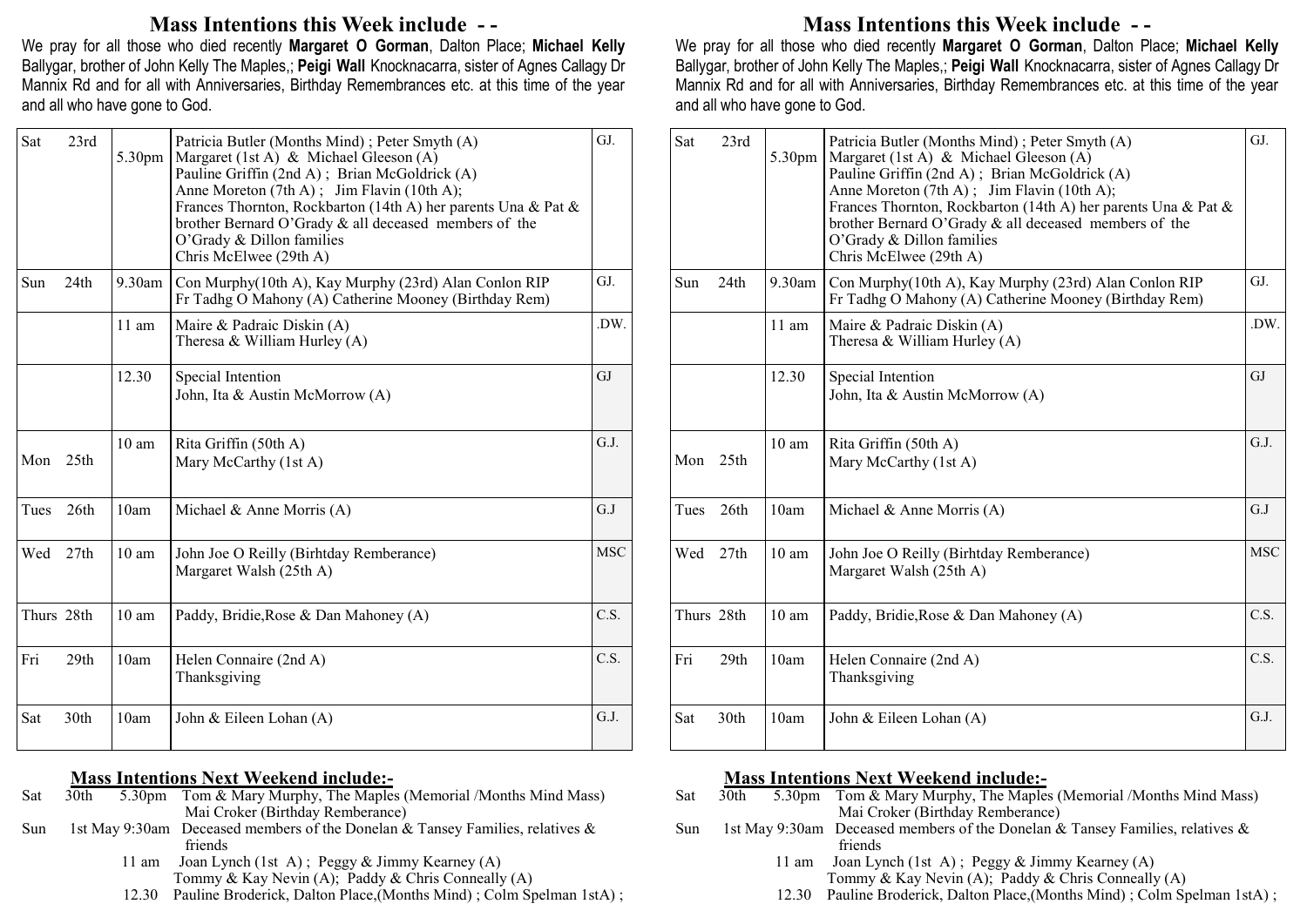## Mass Intentions this Week include - -

We pray for all those who died recently **Margaret O Gorman**, Dalton Place; **Michael Kelly** Ballygar, brother of John Kelly The Maples,; **Peigi Wall** Knocknacarra, sister of Agnes Callagy Dr Mannix Rd and for all with Anniversaries, Birthday Remembrances etc. at this time of the year and all who have gone to God.

| | | | |
|---|---|---|---|
| Sat 23rd | 5.30pm | Patricia Butler (Months Mind) ; Peter Smyth (A)<br>Margaret (1st A) & Michael Gleeson (A)<br>Pauline Griffin (2nd A) ; Brian McGoldrick (A)<br>Anne Moreton (7th A) ; Jim Flavin (10th A);<br>Frances Thornton, Rockbarton (14th A) her parents Una & Pat & brother Bernard O'Grady & all deceased members of the O'Grady & Dillon families<br>Chris McElwee (29th A) | GJ. |
| Sun 24th | 9.30am | Con Murphy(10th A), Kay Murphy (23rd) Alan Conlon RIP<br>Fr Tadhg O Mahony (A) Catherine Mooney (Birthday Rem) | GJ. |
| | 11 am | Maire & Padraic Diskin (A)<br>Theresa & William Hurley (A) | .DW. |
| | 12.30 | Special Intention<br>John, Ita & Austin McMorrow (A) | GJ |
| Mon 25th | 10 am | Rita Griffin (50th A)<br>Mary McCarthy (1st A) | G.J. |
| Tues 26th | 10am | Michael & Anne Morris (A) | G.J |
| Wed 27th | 10 am | John Joe O Reilly (Birhtday Remberance)<br>Margaret Walsh (25th A) | MSC |
| Thurs 28th | 10 am | Paddy, Bridie,Rose & Dan Mahoney (A) | C.S. |
| Fri 29th | 10am | Helen Connaire (2nd A)<br>Thanksgiving | C.S. |
| Sat 30th | 10am | John & Eileen Lohan (A) | G.J. |

**Mass Intentions Next Weekend include:-**

Sat 30th 5.30pm Tom & Mary Murphy, The Maples (Memorial /Months Mind Mass)
Mai Croker (Birthday Remberance)

Sun 1st May 9:30am Deceased members of the Donelan & Tansey Families, relatives & friends

11 am Joan Lynch (1st A) ; Peggy & Jimmy Kearney (A)
Tommy & Kay Nevin (A); Paddy & Chris Conneally (A)

12.30 Pauline Broderick, Dalton Place,(Months Mind) ; Colm Spelman 1stA) ;

## Mass Intentions this Week include - -

We pray for all those who died recently **Margaret O Gorman**, Dalton Place; **Michael Kelly** Ballygar, brother of John Kelly The Maples,; **Peigi Wall** Knocknacarra, sister of Agnes Callagy Dr Mannix Rd and for all with Anniversaries, Birthday Remembrances etc. at this time of the year and all who have gone to God.

| | | | |
|---|---|---|---|
| Sat 23rd | 5.30pm | Patricia Butler (Months Mind) ; Peter Smyth (A)<br>Margaret (1st A) & Michael Gleeson (A)<br>Pauline Griffin (2nd A) ; Brian McGoldrick (A)<br>Anne Moreton (7th A) ; Jim Flavin (10th A);<br>Frances Thornton, Rockbarton (14th A) her parents Una & Pat & brother Bernard O'Grady & all deceased members of the O'Grady & Dillon families<br>Chris McElwee (29th A) | GJ. |
| Sun 24th | 9.30am | Con Murphy(10th A), Kay Murphy (23rd) Alan Conlon RIP<br>Fr Tadhg O Mahony (A) Catherine Mooney (Birthday Rem) | GJ. |
| | 11 am | Maire & Padraic Diskin (A)<br>Theresa & William Hurley (A) | .DW. |
| | 12.30 | Special Intention<br>John, Ita & Austin McMorrow (A) | GJ |
| Mon 25th | 10 am | Rita Griffin (50th A)<br>Mary McCarthy (1st A) | G.J. |
| Tues 26th | 10am | Michael & Anne Morris (A) | G.J |
| Wed 27th | 10 am | John Joe O Reilly (Birhtday Remberance)<br>Margaret Walsh (25th A) | MSC |
| Thurs 28th | 10 am | Paddy, Bridie,Rose & Dan Mahoney (A) | C.S. |
| Fri 29th | 10am | Helen Connaire (2nd A)<br>Thanksgiving | C.S. |
| Sat 30th | 10am | John & Eileen Lohan (A) | G.J. |

**Mass Intentions Next Weekend include:-**

Sat 30th 5.30pm Tom & Mary Murphy, The Maples (Memorial /Months Mind Mass)
Mai Croker (Birthday Remberance)

Sun 1st May 9:30am Deceased members of the Donelan & Tansey Families, relatives & friends

11 am Joan Lynch (1st A) ; Peggy & Jimmy Kearney (A)
Tommy & Kay Nevin (A); Paddy & Chris Conneally (A)

12.30 Pauline Broderick, Dalton Place,(Months Mind) ; Colm Spelman 1stA) ;